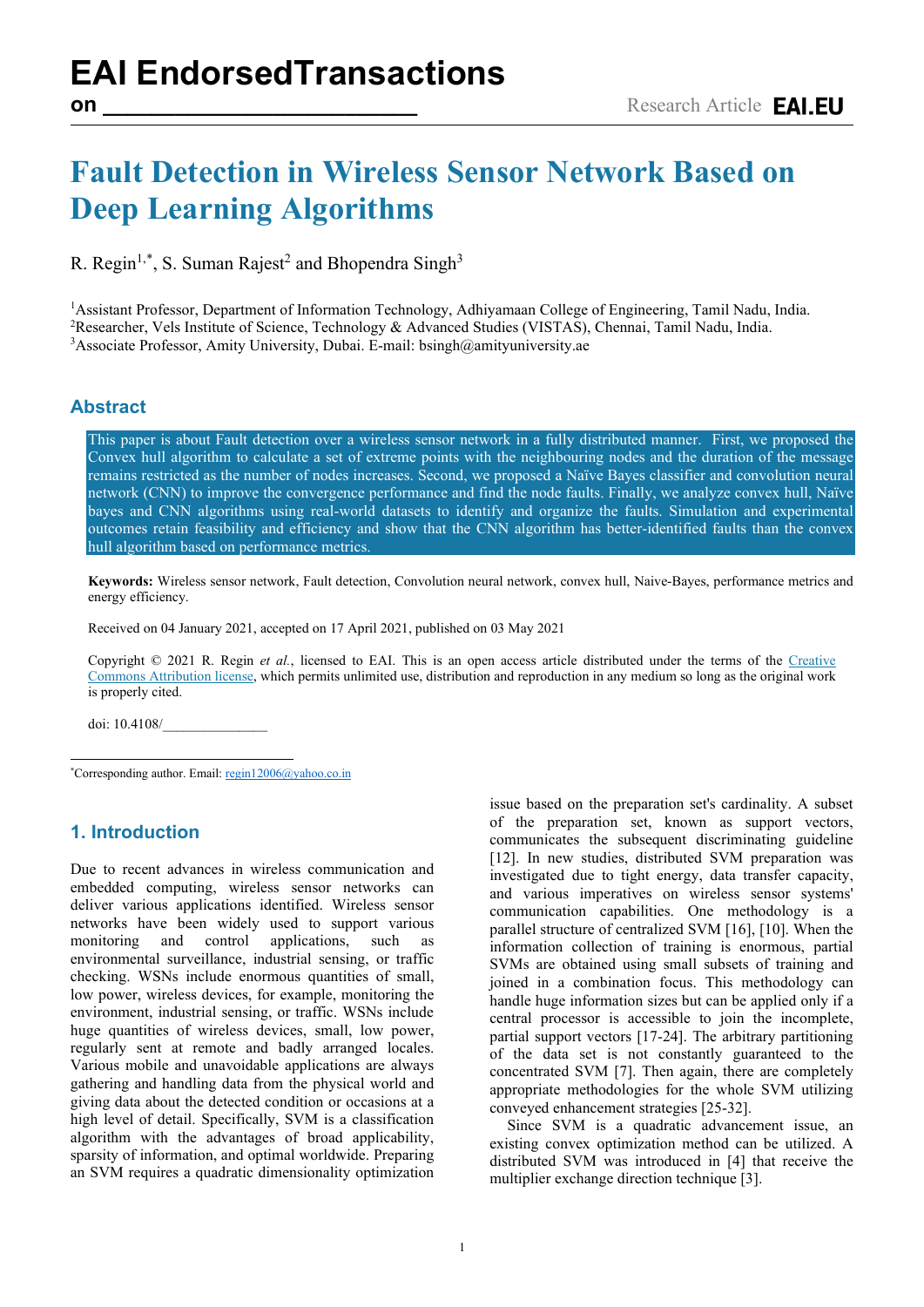# Fault Detection in Wireless Sensor Network Based on Deep Learning Algorithms

R. Regin[1,*], S. Suman Rajest[2] and Bhopendra Singh[3]

[1]Assistant Professor, Department of Information Technology, Adhiyamaan College of Engineering, Tamil Nadu, India.
[2]Researcher, Vels Institute of Science, Technology & Advanced Studies (VISTAS), Chennai, Tamil Nadu, India.
[3]Associate Professor, Amity University, Dubai. E-mail: bsingh@amityuniversity.ae

## Abstract

This paper is about Fault detection over a wireless sensor network in a fully distributed manner. First, we proposed the Convex hull algorithm to calculate a set of extreme points with the neighbouring nodes and the duration of the message remains restricted as the number of nodes increases. Second, we proposed a Naïve Bayes classifier and convolution neural network (CNN) to improve the convergence performance and find the node faults. Finally, we analyze convex hull, Naïve bayes and CNN algorithms using real-world datasets to identify and organize the faults. Simulation and experimental outcomes retain feasibility and efficiency and show that the CNN algorithm has better-identified faults than the convex hull algorithm based on performance metrics.

**Keywords:** Wireless sensor network, Fault detection, Convolution neural network, convex hull, Naive-Bayes, performance metrics and energy efficiency.

Received on 04 January 2021, accepted on 17 April 2021, published on 03 May 2021

Copyright © 2021 R. Regin *et al.*, licensed to EAI. This is an open access article distributed under the terms of the Creative Commons Attribution license, which permits unlimited use, distribution and reproduction in any medium so long as the original work is properly cited.

doi: 10.4108/_______________

[*]Corresponding author. Email: regin12006@yahoo.co.in

## 1. Introduction

Due to recent advances in wireless communication and embedded computing, wireless sensor networks can deliver various applications identified. Wireless sensor networks have been widely used to support various monitoring and control applications, such as environmental surveillance, industrial sensing, or traffic checking. WSNs include enormous quantities of small, low power, wireless devices, for example, monitoring the environment, industrial sensing, or traffic. WSNs include huge quantities of wireless devices, small, low power, regularly sent at remote and badly arranged locales. Various mobile and unavoidable applications are always gathering and handling data from the physical world and giving data about the detected condition or occasions at a high level of detail. Specifically, SVM is a classification algorithm with the advantages of broad applicability, sparsity of information, and optimal worldwide. Preparing an SVM requires a quadratic dimensionality optimization issue based on the preparation set's cardinality. A subset of the preparation set, known as support vectors, communicates the subsequent discriminating guideline [12]. In new studies, distributed SVM preparation was investigated due to tight energy, data transfer capacity, and various imperatives on wireless sensor systems' communication capabilities. One methodology is a parallel structure of centralized SVM [16], [10]. When the information collection of training is enormous, partial SVMs are obtained using small subsets of training and joined in a combination focus. This methodology can handle huge information sizes but can be applied only if a central processor is accessible to join the incomplete, partial support vectors [17-24]. The arbitrary partitioning of the data set is not constantly guaranteed to the concentrated SVM [7]. Then again, there are completely appropriate methodologies for the whole SVM utilizing conveyed enhancement strategies [25-32].

Since SVM is a quadratic advancement issue, an existing convex optimization method can be utilized. A distributed SVM was introduced in [4] that receive the multiplier exchange direction technique [3].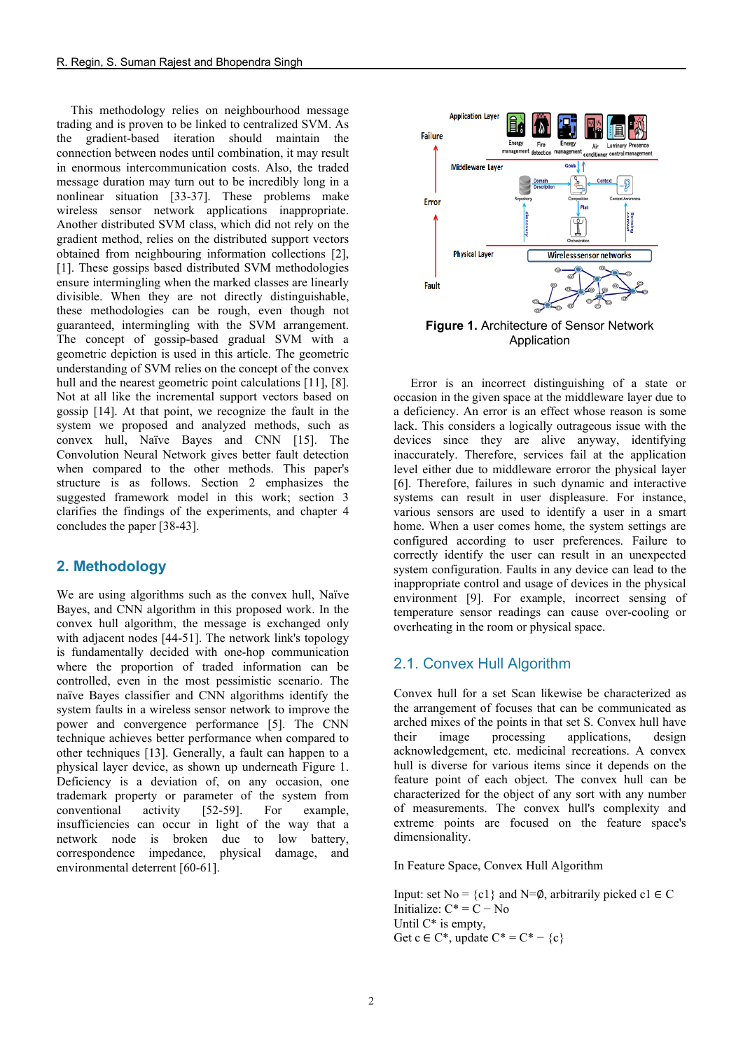This methodology relies on neighbourhood message trading and is proven to be linked to centralized SVM. As the gradient-based iteration should maintain the connection between nodes until combination, it may result in enormous intercommunication costs. Also, the traded message duration may turn out to be incredibly long in a nonlinear situation [33-37]. These problems make wireless sensor network applications inappropriate. Another distributed SVM class, which did not rely on the gradient method, relies on the distributed support vectors obtained from neighbouring information collections [2], [1]. These gossips based distributed SVM methodologies ensure intermingling when the marked classes are linearly divisible. When they are not directly distinguishable, these methodologies can be rough, even though not guaranteed, intermingling with the SVM arrangement. The concept of gossip-based gradual SVM with a geometric depiction is used in this article. The geometric understanding of SVM relies on the concept of the convex hull and the nearest geometric point calculations [11], [8]. Not at all like the incremental support vectors based on gossip [14]. At that point, we recognize the fault in the system we proposed and analyzed methods, such as convex hull, Naïve Bayes and CNN [15]. The Convolution Neural Network gives better fault detection when compared to the other methods. This paper's structure is as follows. Section 2 emphasizes the suggested framework model in this work; section 3 clarifies the findings of the experiments, and chapter 4 concludes the paper [38-43].

## 2. Methodology

We are using algorithms such as the convex hull, Naïve Bayes, and CNN algorithm in this proposed work. In the convex hull algorithm, the message is exchanged only with adjacent nodes [44-51]. The network link's topology is fundamentally decided with one-hop communication where the proportion of traded information can be controlled, even in the most pessimistic scenario. The naïve Bayes classifier and CNN algorithms identify the system faults in a wireless sensor network to improve the power and convergence performance [5]. The CNN technique achieves better performance when compared to other techniques [13]. Generally, a fault can happen to a physical layer device, as shown up underneath Figure 1. Deficiency is a deviation of, on any occasion, one trademark property or parameter of the system from conventional activity [52-59]. For example, insufficiencies can occur in light of the way that a network node is broken due to low battery, correspondence impedance, physical damage, and environmental deterrent [60-61].

Application Layer
Failure
Energy management
Fire detection
Energy management
Air conditioner
Luminary control
Presence management
Middleware Layer
Goals
Domain Description
Context
Repository
Composition
Context Awareness
Plan
Error
Orchestration
Physical Layer
Wirelesssensor networks
Fault

**Figure 1.** Architecture of Sensor Network Application

Error is an incorrect distinguishing of a state or occasion in the given space at the middleware layer due to a deficiency. An error is an effect whose reason is some lack. This considers a logically outrageous issue with the devices since they are alive anyway, identifying inaccurately. Therefore, services fail at the application level either due to middleware erroror the physical layer [6]. Therefore, failures in such dynamic and interactive systems can result in user displeasure. For instance, various sensors are used to identify a user in a smart home. When a user comes home, the system settings are configured according to user preferences. Failure to correctly identify the user can result in an unexpected system configuration. Faults in any device can lead to the inappropriate control and usage of devices in the physical environment [9]. For example, incorrect sensing of temperature sensor readings can cause over-cooling or overheating in the room or physical space.

### 2.1. Convex Hull Algorithm

Convex hull for a set Scan likewise be characterized as the arrangement of focuses that can be communicated as arched mixes of the points in that set S. Convex hull have their image processing applications, design acknowledgement, etc. medicinal recreations. A convex hull is diverse for various items since it depends on the feature point of each object. The convex hull can be characterized for the object of any sort with any number of measurements. The convex hull's complexity and extreme points are focused on the feature space's dimensionality.

In Feature Space, Convex Hull Algorithm

Input: set No = {c1} and N=∅, arbitrarily picked c1 ∈ C
Initialize: C* = C − No
Until C* is empty,
Get c ∈ C*, update C* = C* − {c}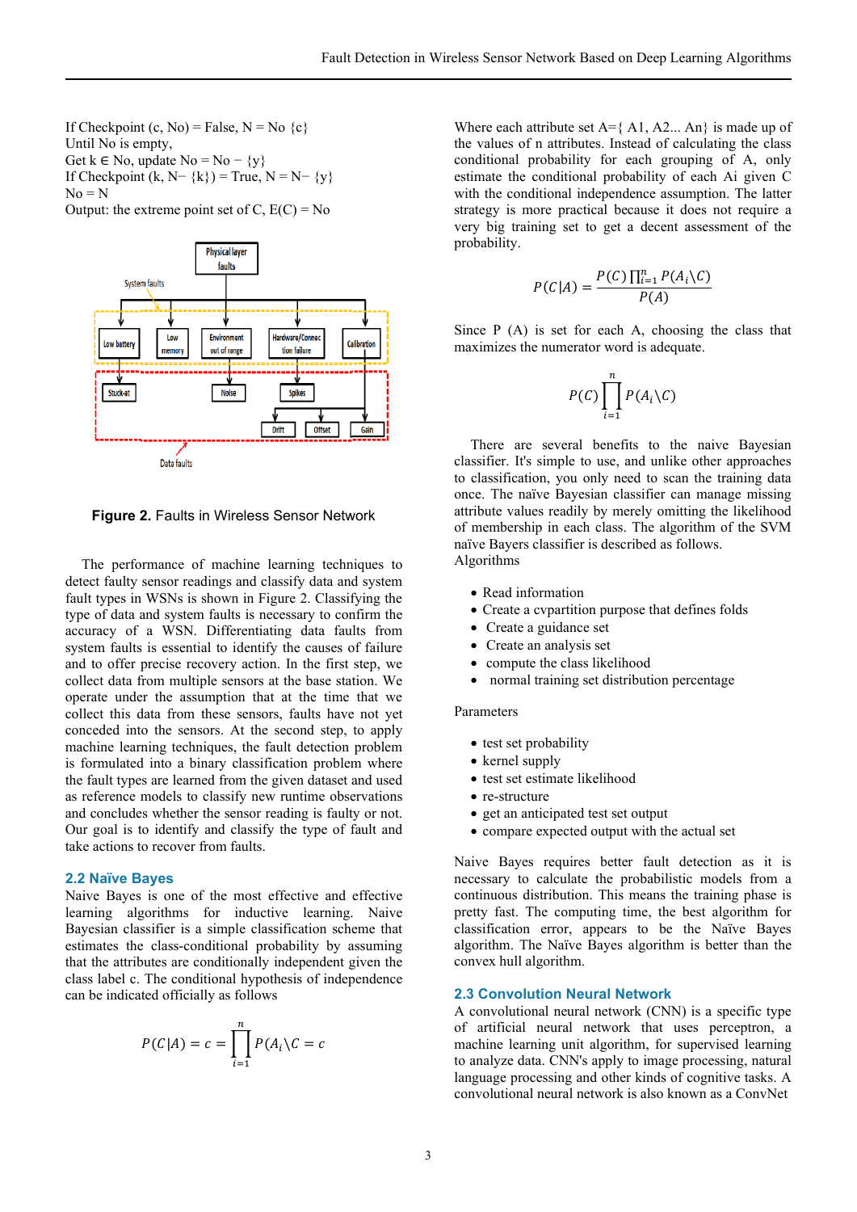If Checkpoint (c, No) = False, N = No {c}
Until No is empty,
Get k ∈ No, update No = No − {y}
If Checkpoint (k, N− {k}) = True, N = N− {y}
No = N
Output: the extreme point set of C, E(C) = No

Physical layer faults
System faults
Low battery
Low memory
Environment out of range
Hardware/Connection failure
Calibration
Stuck-at
Noise
Spikes
Drift
Offset
Gain
Data faults

**Figure 2.** Faults in Wireless Sensor Network

The performance of machine learning techniques to detect faulty sensor readings and classify data and system fault types in WSNs is shown in Figure 2. Classifying the type of data and system faults is necessary to confirm the accuracy of a WSN. Differentiating data faults from system faults is essential to identify the causes of failure and to offer precise recovery action. In the first step, we collect data from multiple sensors at the base station. We operate under the assumption that at the time that we collect this data from these sensors, faults have not yet conceded into the sensors. At the second step, to apply machine learning techniques, the fault detection problem is formulated into a binary classification problem where the fault types are learned from the given dataset and used as reference models to classify new runtime observations and concludes whether the sensor reading is faulty or not. Our goal is to identify and classify the type of fault and take actions to recover from faults.

### 2.2 Naïve Bayes

Naive Bayes is one of the most effective and effective learning algorithms for inductive learning. Naive Bayesian classifier is a simple classification scheme that estimates the class-conditional probability by assuming that the attributes are conditionally independent given the class label c. The conditional hypothesis of independence can be indicated officially as follows

$$P(C|A) = c = \prod_{i=1}^{n} P(A_i \backslash C = c$$

Where each attribute set A={ A1, A2... An} is made up of the values of n attributes. Instead of calculating the class conditional probability for each grouping of A, only estimate the conditional probability of each Ai given C with the conditional independence assumption. The latter strategy is more practical because it does not require a very big training set to get a decent assessment of the probability.

$$P(C|A) = \frac{P(C)\prod_{i=1}^{n} P(A_i \backslash C)}{P(A)}$$

Since P (A) is set for each A, choosing the class that maximizes the numerator word is adequate.

$$P(C)\prod_{i=1}^{n} P(A_i \backslash C)$$

There are several benefits to the naive Bayesian classifier. It's simple to use, and unlike other approaches to classification, you only need to scan the training data once. The naïve Bayesian classifier can manage missing attribute values readily by merely omitting the likelihood of the membership in each class. The algorithm of the SVM naïve Bayers classifier is described as follows.
Algorithms

- Read information
- Create a cvpartition purpose that defines folds
- Create a guidance set
- Create an analysis set
- compute the class likelihood
- normal training set distribution percentage

Parameters

- test set probability
- kernel supply
- test set estimate likelihood
- re-structure
- get an anticipated test set output
- compare expected output with the actual set

Naive Bayes requires better fault detection as it is necessary to calculate the probabilistic models from a continuous distribution. This means the training phase is pretty fast. The computing time, the best algorithm for classification error, appears to be the Naïve Bayes algorithm. The Naïve Bayes algorithm is better than the convex hull algorithm.

### 2.3 Convolution Neural Network

A convolutional neural network (CNN) is a specific type of artificial neural network that uses perceptron, a machine learning unit algorithm, for supervised learning to analyze data. CNN's apply to image processing, natural language processing and other kinds of cognitive tasks. A convolutional neural network is also known as a ConvNet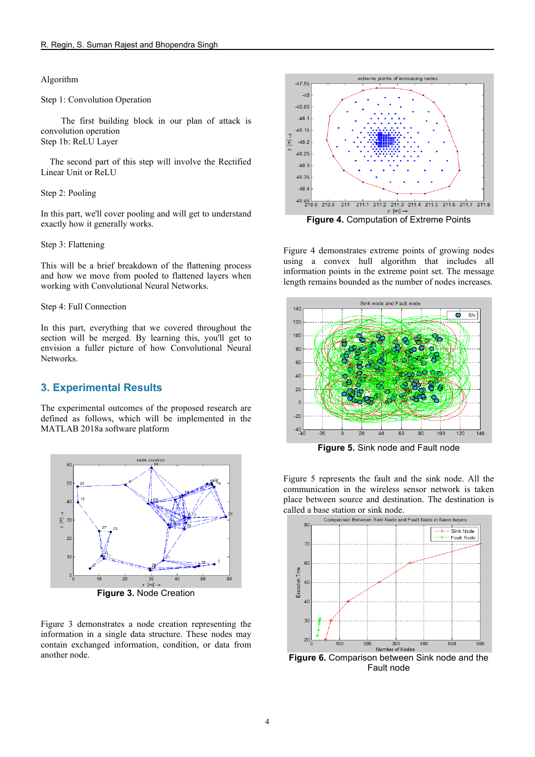Algorithm

Step 1: Convolution Operation

The first building block in our plan of attack is convolution operation

Step 1b: ReLU Layer

The second part of this step will involve the Rectified Linear Unit or ReLU

Step 2: Pooling

In this part, we'll cover pooling and will get to understand exactly how it generally works.

Step 3: Flattening

This will be a brief breakdown of the flattening process and how we move from pooled to flattened layers when working with Convolutional Neural Networks.

Step 4: Full Connection

In this part, everything that we covered throughout the section will be merged. By learning this, you'll get to envision a fuller picture of how Convolutional Neural Networks.

## 3. Experimental Results

The experimental outcomes of the proposed research are defined as follows, which will be implemented in the MATLAB 2018a software platform

node creation

**Figure 3.** Node Creation

Figure 3 demonstrates a node creation representing the information in a single data structure. These nodes may contain exchanged information, condition, or data from another node.

extreme points of increasing nodes

**Figure 4.** Computation of Extreme Points

Figure 4 demonstrates extreme points of growing nodes using a convex hull algorithm that includes all information points in the extreme point set. The message length remains bounded as the number of nodes increases.

Sink node and Fault node

**Figure 5.** Sink node and Fault node

Figure 5 represents the fault and the sink node. All the communication in the wireless sensor network is taken place between source and destination. The destination is called a base station or sink node.

Comparison Between Sink Node and Fault Node in Naive-bayes

**Figure 6.** Comparison between Sink node and the Fault node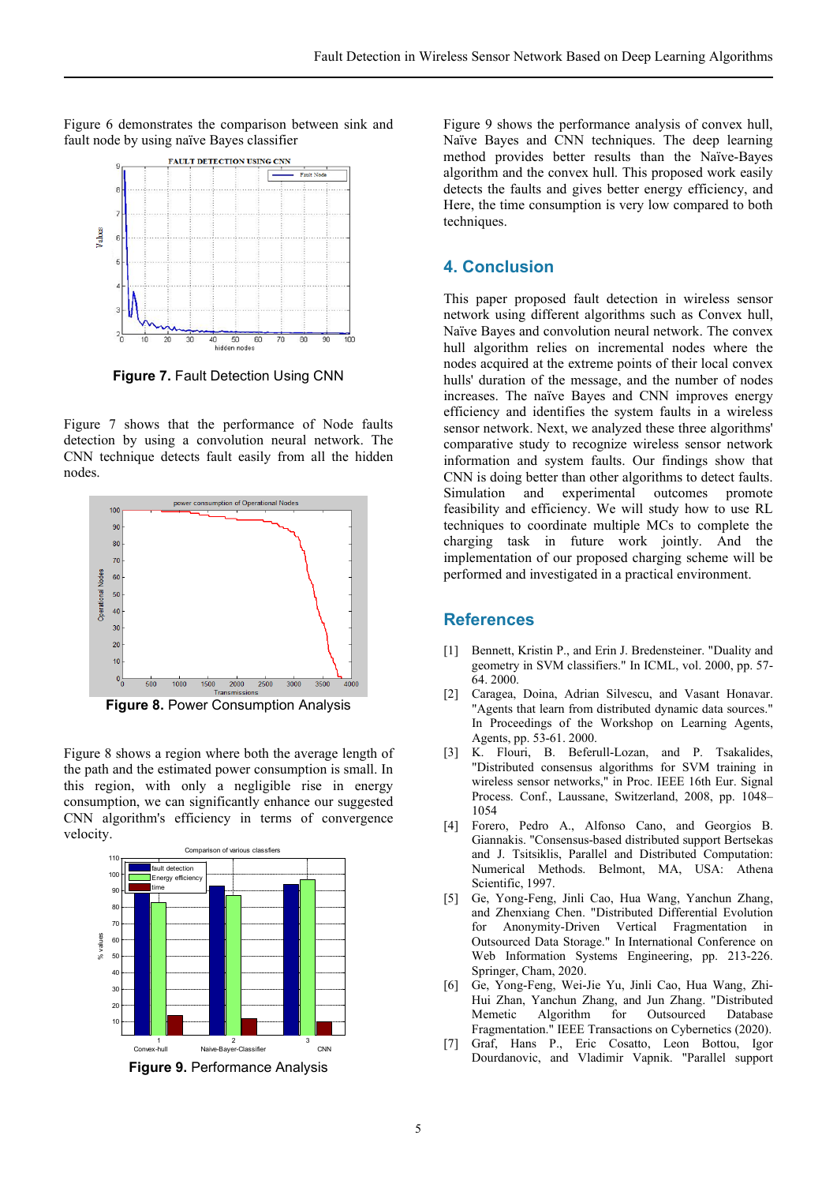Figure 6 demonstrates the comparison between sink and fault node by using naïve Bayes classifier

FAULT DETECTION USING CNN

Fault Node

Values

hidden nodes

0 10 20 30 40 50 60 70 80 90 100

2 3 4 5 6 7 8 9

**Figure 7.** Fault Detection Using CNN

Figure 7 shows that the performance of Node faults detection by using a convolution neural network. The CNN technique detects fault easily from all the hidden nodes.

power consumption of Operational Nodes

Operational Nodes

Transmissions

0 500 1000 1500 2000 2500 3000 3500 4000

0 10 20 30 40 50 60 70 80 90 100

**Figure 8.** Power Consumption Analysis

Figure 8 shows a region where both the average length of the path and the estimated power consumption is small. In this region, with only a negligible rise in energy consumption, we can significantly enhance our suggested CNN algorithm's efficiency in terms of convergence velocity.

Comparison of various classifiers

fault detection

Energy efficiency

time

% values

10 20 30 40 50 60 70 80 90 100 110

1 Convex-hull

2 Naive-Bayer-Classifier

3 CNN

**Figure 9.** Performance Analysis

Figure 9 shows the performance analysis of convex hull, Naïve Bayes and CNN techniques. The deep learning method provides better results than the Naïve-Bayes algorithm and the convex hull. This proposed work easily detects the faults and gives better energy efficiency, and Here, the time consumption is very low compared to both techniques.

## 4. Conclusion

This paper proposed fault detection in wireless sensor network using different algorithms such as Convex hull, Naïve Bayes and convolution neural network. The convex hull algorithm relies on incremental nodes where the nodes acquired at the extreme points of their local convex hulls' duration of the message, and the number of nodes increases. The naïve Bayes and CNN improves energy efficiency and identifies the system faults in a wireless sensor network. Next, we analyzed these three algorithms' comparative study to recognize wireless sensor network information and system faults. Our findings show that CNN is doing better than other algorithms to detect faults. Simulation and experimental outcomes promote feasibility and efficiency. We will study how to use RL techniques to coordinate multiple MCs to complete the charging task in future work jointly. And the implementation of our proposed charging scheme will be performed and investigated in a practical environment.

## References

[1] Bennett, Kristin P., and Erin J. Bredensteiner. "Duality and geometry in SVM classifiers." In ICML, vol. 2000, pp. 57-64. 2000.

[2] Caragea, Doina, Adrian Silvescu, and Vasant Honavar. "Agents that learn from distributed dynamic data sources." In Proceedings of the Workshop on Learning Agents, Agents, pp. 53-61. 2000.

[3] K. Flouri, B. Beferull-Lozan, and P. Tsakalides, "Distributed consensus algorithms for SVM training in wireless sensor networks," in Proc. IEEE 16th Eur. Signal Process. Conf., Laussane, Switzerland, 2008, pp. 1048–1054

[4] Forero, Pedro A., Alfonso Cano, and Georgios B. Giannakis. "Consensus-based distributed support Bertsekas and J. Tsitsiklis, Parallel and Distributed Computation: Numerical Methods. Belmont, MA, USA: Athena Scientific, 1997.

[5] Ge, Yong-Feng, Jinli Cao, Hua Wang, Yanchun Zhang, and Zhenxiang Chen. "Distributed Differential Evolution for Anonymity-Driven Vertical Fragmentation in Outsourced Data Storage." In International Conference on Web Information Systems Engineering, pp. 213-226. Springer, Cham, 2020.

[6] Ge, Yong-Feng, Wei-Jie Yu, Jinli Cao, Hua Wang, Zhi-Hui Zhan, Yanchun Zhang, and Jun Zhang. "Distributed Memetic Algorithm for Outsourced Database Fragmentation." IEEE Transactions on Cybernetics (2020).

[7] Graf, Hans P., Eric Cosatto, Leon Bottou, Igor Dourdanovic, and Vladimir Vapnik. "Parallel support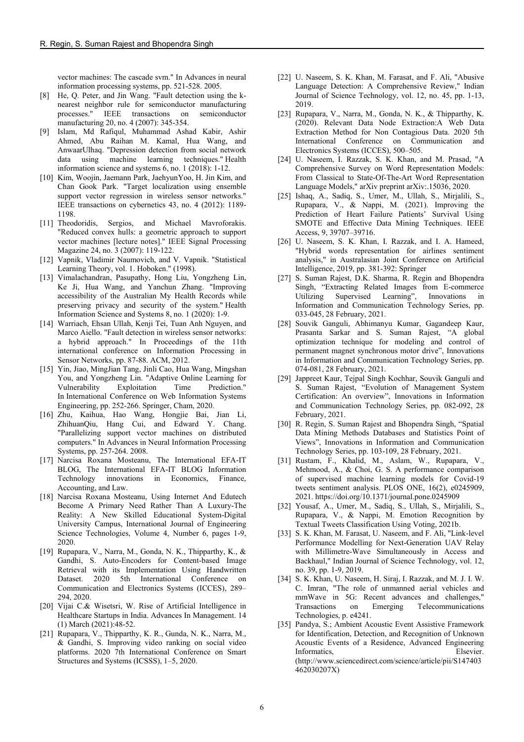vector machines: The cascade svm." In Advances in neural information processing systems, pp. 521-528. 2005.

[8] He, Q. Peter, and Jin Wang. "Fault detection using the k-nearest neighbor rule for semiconductor manufacturing processes." IEEE transactions on semiconductor manufacturing 20, no. 4 (2007): 345-354.

[9] Islam, Md Rafiqul, Muhammad Ashad Kabir, Ashir Ahmed, Abu Raihan M. Kamal, Hua Wang, and AnwaarUlhaq. "Depression detection from social network data using machine learning techniques." Health information science and systems 6, no. 1 (2018): 1-12.

[10] Kim, Woojin, Jaemann Park, JaehyunYoo, H. Jin Kim, and Chan Gook Park. "Target localization using ensemble support vector regression in wireless sensor networks." IEEE transactions on cybernetics 43, no. 4 (2012): 1189-1198.

[11] Theodoridis, Sergios, and Michael Mavroforakis. "Reduced convex hulls: a geometric approach to support vector machines [lecture notes]." IEEE Signal Processing Magazine 24, no. 3 (2007): 119-122.

[12] Vapnik, Vladimir Naumovich, and V. Vapnik. "Statistical Learning Theory, vol. 1. Hoboken." (1998).

[13] Vimalachandran, Pasupathy, Hong Liu, Yongzheng Lin, Ke Ji, Hua Wang, and Yanchun Zhang. "Improving accessibility of the Australian My Health Records while preserving privacy and security of the system." Health Information Science and Systems 8, no. 1 (2020): 1-9.

[14] Warriach, Ehsan Ullah, Kenji Tei, Tuan Anh Nguyen, and Marco Aiello. "Fault detection in wireless sensor networks: a hybrid approach." In Proceedings of the 11th international conference on Information Processing in Sensor Networks, pp. 87-88. ACM, 2012.

[15] Yin, Jiao, MingJian Tang, Jinli Cao, Hua Wang, Mingshan You, and Yongzheng Lin. "Adaptive Online Learning for Vulnerability Exploitation Time Prediction." In International Conference on Web Information Systems Engineering, pp. 252-266. Springer, Cham, 2020.

[16] Zhu, Kaihua, Hao Wang, Hongjie Bai, Jian Li, ZhihuanQiu, Hang Cui, and Edward Y. Chang. "Parallelizing support vector machines on distributed computers." In Advances in Neural Information Processing Systems, pp. 257-264. 2008.

[17] Narcisa Roxana Mosteanu, The International EFA-IT BLOG, The International EFA-IT BLOG Information Technology innovations in Economics, Finance, Accounting, and Law.

[18] Narcisa Roxana Mosteanu, Using Internet And Edutech Become A Primary Need Rather Than A Luxury-The Reality: A New Skilled Educational System-Digital University Campus, International Journal of Engineering Science Technologies, Volume 4, Number 6, pages 1-9, 2020.

[19] Rupapara, V., Narra, M., Gonda, N. K., Thipparthy, K., & Gandhi, S. Auto-Encoders for Content-based Image Retrieval with its Implementation Using Handwritten Dataset. 2020 5th International Conference on Communication and Electronics Systems (ICCES), 289–294, 2020.

[20] Vijai C.& Wisetsri, W. Rise of Artificial Intelligence in Healthcare Startups in India. Advances In Management. 14 (1) March (2021):48-52.

[21] Rupapara, V., Thipparthy, K. R., Gunda, N. K., Narra, M., & Gandhi, S. Improving video ranking on social video platforms. 2020 7th International Conference on Smart Structures and Systems (ICSSS), 1–5, 2020.

[22] U. Naseem, S. K. Khan, M. Farasat, and F. Ali, "Abusive Language Detection: A Comprehensive Review," Indian Journal of Science Technology, vol. 12, no. 45, pp. 1-13, 2019.

[23] Rupapara, V., Narra, M., Gonda, N. K., & Thipparthy, K. (2020). Relevant Data Node Extraction:A Web Data Extraction Method for Non Contagious Data. 2020 5th International Conference on Communication and Electronics Systems (ICCES), 500–505.

[24] U. Naseem, I. Razzak, S. K. Khan, and M. Prasad, "A Comprehensive Survey on Word Representation Models: From Classical to State-Of-The-Art Word Representation Language Models," arXiv preprint arXiv:.15036, 2020.

[25] Ishaq, A., Sadiq, S., Umer, M., Ullah, S., Mirjalili, S., Rupapara, V., & Nappi, M. (2021). Improving the Prediction of Heart Failure Patients' Survival Using SMOTE and Effective Data Mining Techniques. IEEE Access, 9, 39707–39716.

[26] U. Naseem, S. K. Khan, I. Razzak, and I. A. Hameed, "Hybrid words representation for airlines sentiment analysis," in Australasian Joint Conference on Artificial Intelligence, 2019, pp. 381-392: Springer

[27] S. Suman Rajest, D.K. Sharma, R. Regin and Bhopendra Singh, "Extracting Related Images from E-commerce Utilizing Supervised Learning", Innovations in Information and Communication Technology Series, pp. 033-045, 28 February, 2021.

[28] Souvik Ganguli, Abhimanyu Kumar, Gagandeep Kaur, Prasanta Sarkar and S. Suman Rajest, "A global optimization technique for modeling and control of permanent magnet synchronous motor drive", Innovations in Information and Communication Technology Series, pp. 074-081, 28 February, 2021.

[29] Jappreet Kaur, Tejpal Singh Kochhar, Souvik Ganguli and S. Suman Rajest, "Evolution of Management System Certification: An overview", Innovations in Information and Communication Technology Series, pp. 082-092, 28 February, 2021.

[30] R. Regin, S. Suman Rajest and Bhopendra Singh, "Spatial Data Mining Methods Databases and Statistics Point of Views", Innovations in Information and Communication Technology Series, pp. 103-109, 28 February, 2021.

[31] Rustam, F., Khalid, M., Aslam, W., Rupapara, V., Mehmood, A., & Choi, G. S. A performance comparison of supervised machine learning models for Covid-19 tweets sentiment analysis. PLOS ONE, 16(2), e0245909, 2021. https://doi.org/10.1371/journal.pone.0245909

[32] Yousaf, A., Umer, M., Sadiq, S., Ullah, S., Mirjalili, S., Rupapara, V., & Nappi, M. Emotion Recognition by Textual Tweets Classification Using Voting, 2021b.

[33] S. K. Khan, M. Farasat, U. Naseem, and F. Ali, "Link-level Performance Modelling for Next-Generation UAV Relay with Millimetre-Wave Simultaneously in Access and Backhaul," Indian Journal of Science Technology, vol. 12, no. 39, pp. 1-9, 2019.

[34] S. K. Khan, U. Naseem, H. Siraj, I. Razzak, and M. J. I. W. C. Imran, "The role of unmanned aerial vehicles and mmWave in 5G: Recent advances and challenges," Transactions on Emerging Telecommunications Technologies, p. e4241.

[35] Pandya, S.; Ambient Acoustic Event Assistive Framework for Identification, Detection, and Recognition of Unknown Acoustic Events of a Residence, Advanced Engineering Informatics, Elsevier. (http://www.sciencedirect.com/science/article/pii/S147403462030207X)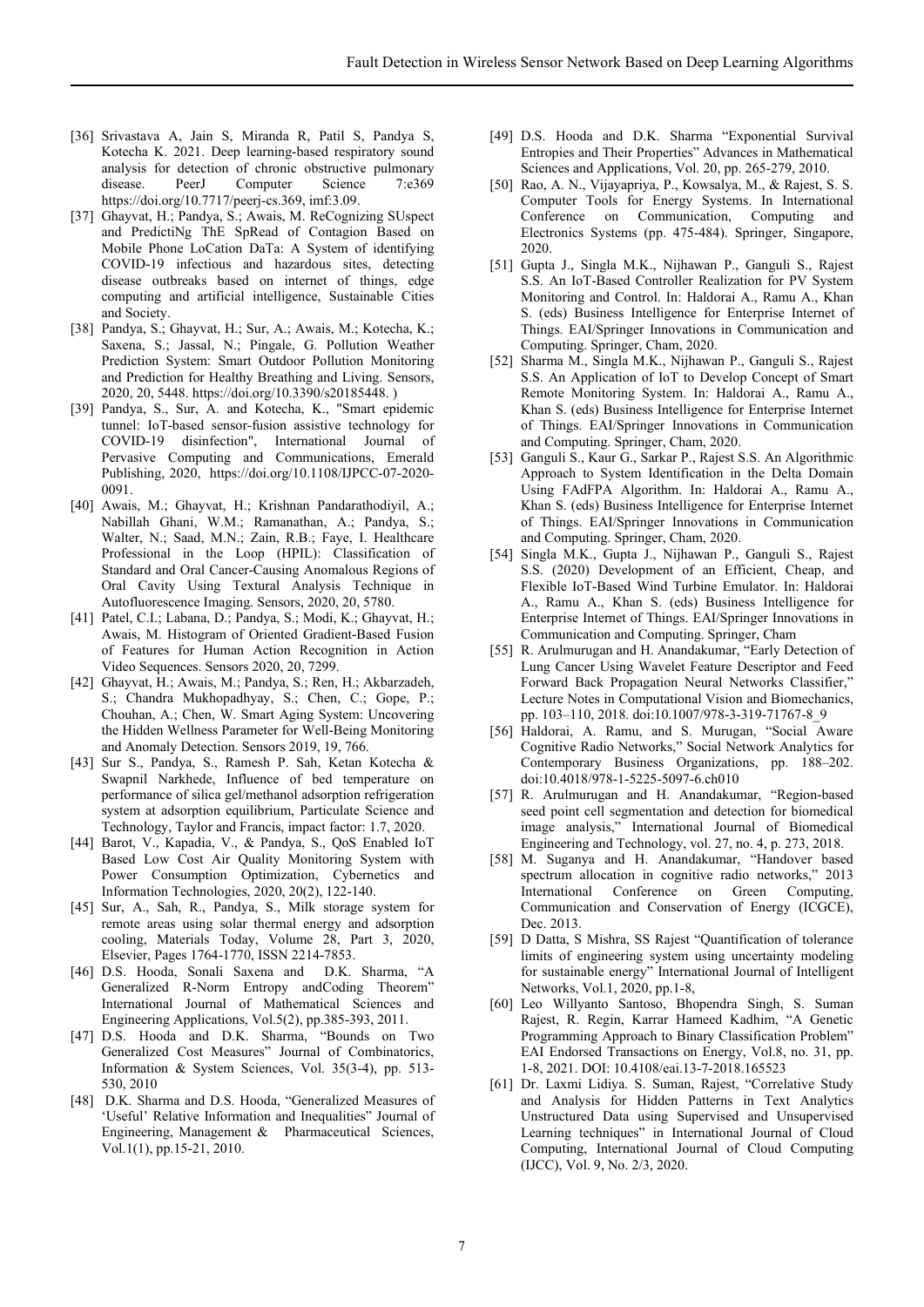[36] Srivastava A, Jain S, Miranda R, Patil S, Pandya S, Kotecha K. 2021. Deep learning-based respiratory sound analysis for detection of chronic obstructive pulmonary disease. PeerJ Computer Science 7:e369 https://doi.org/10.7717/peerj-cs.369, imf:3.09.

[37] Ghayvat, H.; Pandya, S.; Awais, M. ReCognizing SUspect and PredictiNg ThE SpRead of Contagion Based on Mobile Phone LoCation DaTa: A System of identifying COVID-19 infectious and hazardous sites, detecting disease outbreaks based on internet of things, edge computing and artificial intelligence, Sustainable Cities and Society.

[38] Pandya, S.; Ghayvat, H.; Sur, A.; Awais, M.; Kotecha, K.; Saxena, S.; Jassal, N.; Pingale, G. Pollution Weather Prediction System: Smart Outdoor Pollution Monitoring and Prediction for Healthy Breathing and Living. Sensors, 2020, 20, 5448. https://doi.org/10.3390/s20185448. )

[39] Pandya, S., Sur, A. and Kotecha, K., "Smart epidemic tunnel: IoT-based sensor-fusion assistive technology for COVID-19 disinfection", International Journal of Pervasive Computing and Communications, Emerald Publishing, 2020, https://doi.org/10.1108/IJPCC-07-2020-0091.

[40] Awais, M.; Ghayvat, H.; Krishnan Pandarathodiyil, A.; Nabillah Ghani, W.M.; Ramanathan, A.; Pandya, S.; Walter, N.; Saad, M.N.; Zain, R.B.; Faye, I. Healthcare Professional in the Loop (HPIL): Classification of Standard and Oral Cancer-Causing Anomalous Regions of Oral Cavity Using Textural Analysis Technique in Autofluorescence Imaging. Sensors, 2020, 20, 5780.

[41] Patel, C.I.; Labana, D.; Pandya, S.; Modi, K.; Ghayvat, H.; Awais, M. Histogram of Oriented Gradient-Based Fusion of Features for Human Action Recognition in Action Video Sequences. Sensors 2020, 20, 7299.

[42] Ghayvat, H.; Awais, M.; Pandya, S.; Ren, H.; Akbarzadeh, S.; Chandra Mukhopadhyay, S.; Chen, C.; Gope, P.; Chouhan, A.; Chen, W. Smart Aging System: Uncovering the Hidden Wellness Parameter for Well-Being Monitoring and Anomaly Detection. Sensors 2019, 19, 766.

[43] Sur S., Pandya, S., Ramesh P. Sah, Ketan Kotecha & Swapnil Narkhede, Influence of bed temperature on performance of silica gel/methanol adsorption refrigeration system at adsorption equilibrium, Particulate Science and Technology, Taylor and Francis, impact factor: 1.7, 2020.

[44] Barot, V., Kapadia, V., & Pandya, S., QoS Enabled IoT Based Low Cost Air Quality Monitoring System with Power Consumption Optimization, Cybernetics and Information Technologies, 2020, 20(2), 122-140.

[45] Sur, A., Sah, R., Pandya, S., Milk storage system for remote areas using solar thermal energy and adsorption cooling, Materials Today, Volume 28, Part 3, 2020, Elsevier, Pages 1764-1770, ISSN 2214-7853.

[46] D.S. Hooda, Sonali Saxena and D.K. Sharma, "A Generalized R-Norm Entropy andCoding Theorem" International Journal of Mathematical Sciences and Engineering Applications, Vol.5(2), pp.385-393, 2011.

[47] D.S. Hooda and D.K. Sharma, "Bounds on Two Generalized Cost Measures" Journal of Combinatorics, Information & System Sciences, Vol. 35(3-4), pp. 513-530, 2010

[48] D.K. Sharma and D.S. Hooda, "Generalized Measures of 'Useful' Relative Information and Inequalities" Journal of Engineering, Management & Pharmaceutical Sciences, Vol.1(1), pp.15-21, 2010.

[49] D.S. Hooda and D.K. Sharma "Exponential Survival Entropies and Their Properties" Advances in Mathematical Sciences and Applications, Vol. 20, pp. 265-279, 2010.

[50] Rao, A. N., Vijayapriya, P., Kowsalya, M., & Rajest, S. S. Computer Tools for Energy Systems. In International Conference on Communication, Computing and Electronics Systems (pp. 475-484). Springer, Singapore, 2020.

[51] Gupta J., Singla M.K., Nijhawan P., Ganguli S., Rajest S.S. An IoT-Based Controller Realization for PV System Monitoring and Control. In: Haldorai A., Ramu A., Khan S. (eds) Business Intelligence for Enterprise Internet of Things. EAI/Springer Innovations in Communication and Computing. Springer, Cham, 2020.

[52] Sharma M., Singla M.K., Nijhawan P., Ganguli S., Rajest S.S. An Application of IoT to Develop Concept of Smart Remote Monitoring System. In: Haldorai A., Ramu A., Khan S. (eds) Business Intelligence for Enterprise Internet of Things. EAI/Springer Innovations in Communication and Computing. Springer, Cham, 2020.

[53] Ganguli S., Kaur G., Sarkar P., Rajest S.S. An Algorithmic Approach to System Identification in the Delta Domain Using FAdFPA Algorithm. In: Haldorai A., Ramu A., Khan S. (eds) Business Intelligence for Enterprise Internet of Things. EAI/Springer Innovations in Communication and Computing. Springer, Cham, 2020.

[54] Singla M.K., Gupta J., Nijhawan P., Ganguli S., Rajest S.S. (2020) Development of an Efficient, Cheap, and Flexible IoT-Based Wind Turbine Emulator. In: Haldorai A., Ramu A., Khan S. (eds) Business Intelligence for Enterprise Internet of Things. EAI/Springer Innovations in Communication and Computing. Springer, Cham

[55] R. Arulmurugan and H. Anandakumar, "Early Detection of Lung Cancer Using Wavelet Feature Descriptor and Feed Forward Back Propagation Neural Networks Classifier," Lecture Notes in Computational Vision and Biomechanics, pp. 103–110, 2018. doi:10.1007/978-3-319-71767-8_9

[56] Haldorai, A. Ramu, and S. Murugan, "Social Aware Cognitive Radio Networks," Social Network Analytics for Contemporary Business Organizations, pp. 188–202. doi:10.4018/978-1-5225-5097-6.ch010

[57] R. Arulmurugan and H. Anandakumar, "Region-based seed point cell segmentation and detection for biomedical image analysis," International Journal of Biomedical Engineering and Technology, vol. 27, no. 4, p. 273, 2018.

[58] M. Suganya and H. Anandakumar, "Handover based spectrum allocation in cognitive radio networks," 2013 International Conference on Green Computing, Communication and Conservation of Energy (ICGCE), Dec. 2013.

[59] D Datta, S Mishra, SS Rajest "Quantification of tolerance limits of engineering system using uncertainty modeling for sustainable energy" International Journal of Intelligent Networks, Vol.1, 2020, pp.1-8,

[60] Leo Willyanto Santoso, Bhopendra Singh, S. Suman Rajest, R. Regin, Karrar Hameed Kadhim, "A Genetic Programming Approach to Binary Classification Problem" EAI Endorsed Transactions on Energy, Vol.8, no. 31, pp. 1-8, 2021. DOI: 10.4108/eai.13-7-2018.165523

[61] Dr. Laxmi Lidiya. S. Suman, Rajest, "Correlative Study and Analysis for Hidden Patterns in Text Analytics Unstructured Data using Supervised and Unsupervised Learning techniques" in International Journal of Cloud Computing, International Journal of Cloud Computing (IJCC), Vol. 9, No. 2/3, 2020.